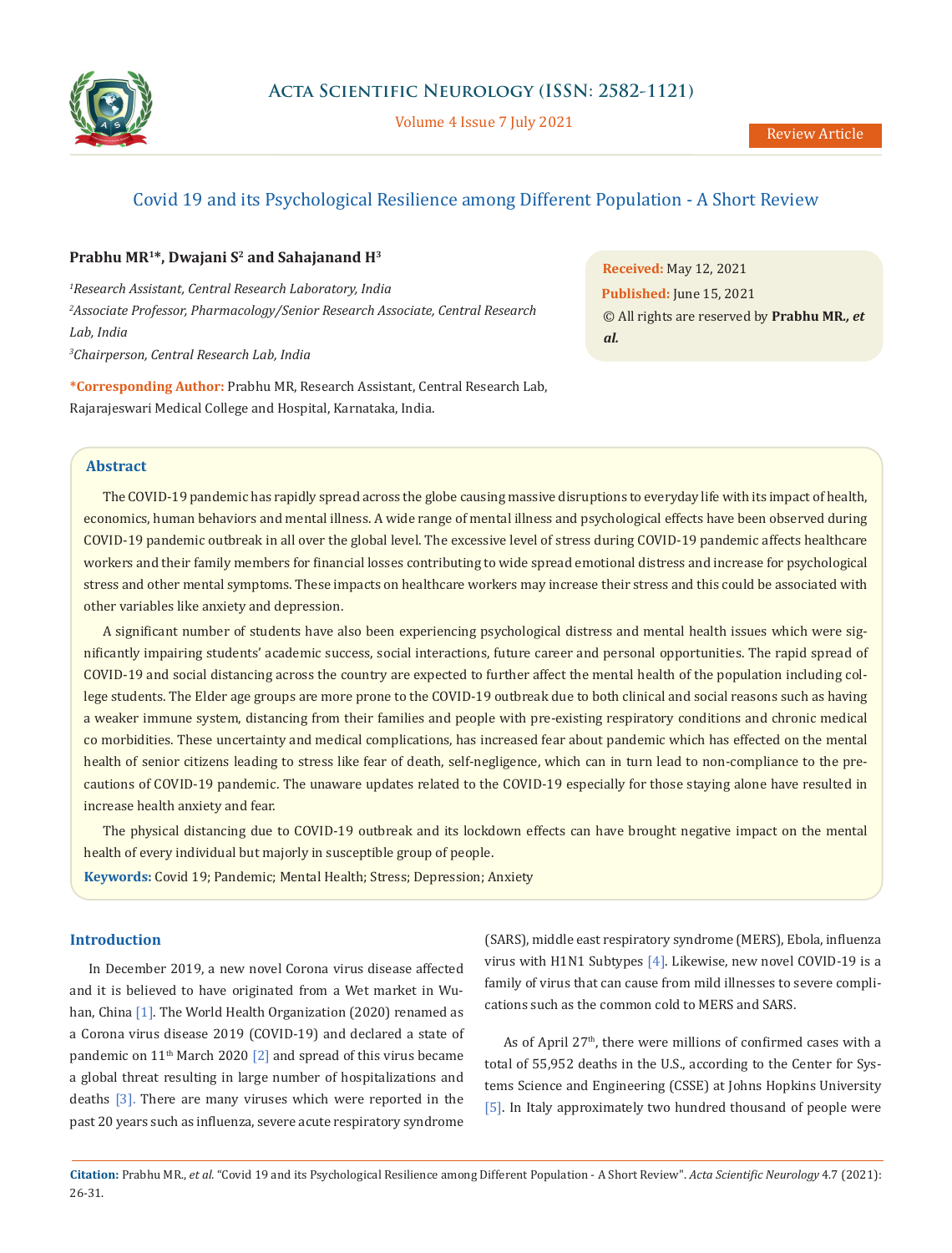Review Article

# Covid 19 and its Psychological Resilience among Different Population - A Short Review

**Prabhu MR[1]\*, Dwajani S[2] and Sahajanand H[3]**

[1]*Research Assistant, Central Research Laboratory, India*

[2]*Associate Professor, Pharmacology/Senior Research Associate, Central Research Lab, India*

[3]*Chairperson, Central Research Lab, India*

**\*Corresponding Author:** Prabhu MR, Research Assistant, Central Research Lab, Rajarajeswari Medical College and Hospital, Karnataka, India.

**Received:** May 12, 2021

**Published:** June 15, 2021

© All rights are reserved by **Prabhu MR.,** ***et al.***

## Abstract

The COVID-19 pandemic has rapidly spread across the globe causing massive disruptions to everyday life with its impact of health, economics, human behaviors and mental illness. A wide range of mental illness and psychological effects have been observed during COVID-19 pandemic outbreak in all over the global level. The excessive level of stress during COVID-19 pandemic affects healthcare workers and their family members for financial losses contributing to wide spread emotional distress and increase for psychological stress and other mental symptoms. These impacts on healthcare workers may increase their stress and this could be associated with other variables like anxiety and depression.

A significant number of students have also been experiencing psychological distress and mental health issues which were significantly impairing students' academic success, social interactions, future career and personal opportunities. The rapid spread of COVID-19 and social distancing across the country are expected to further affect the mental health of the population including college students. The Elder age groups are more prone to the COVID-19 outbreak due to both clinical and social reasons such as having a weaker immune system, distancing from their families and people with pre-existing respiratory conditions and chronic medical co morbidities. These uncertainty and medical complications, has increased fear about pandemic which has effected on the mental health of senior citizens leading to stress like fear of death, self-negligence, which can in turn lead to non-compliance to the precautions of COVID-19 pandemic. The unaware updates related to the COVID-19 especially for those staying alone have resulted in increase health anxiety and fear.

The physical distancing due to COVID-19 outbreak and its lockdown effects can have brought negative impact on the mental health of every individual but majorly in susceptible group of people.

**Keywords:** Covid 19; Pandemic; Mental Health; Stress; Depression; Anxiety

## Introduction

In December 2019, a new novel Corona virus disease affected and it is believed to have originated from a Wet market in Wuhan, China [1]. The World Health Organization (2020) renamed as a Corona virus disease 2019 (COVID-19) and declared a state of pandemic on 11th March 2020 [2] and spread of this virus became a global threat resulting in large number of hospitalizations and deaths [3]. There are many viruses which were reported in the past 20 years such as influenza, severe acute respiratory syndrome (SARS), middle east respiratory syndrome (MERS), Ebola, influenza virus with H1N1 Subtypes [4]. Likewise, new novel COVID-19 is a family of virus that can cause from mild illnesses to severe complications such as the common cold to MERS and SARS.

As of April 27th, there were millions of confirmed cases with a total of 55,952 deaths in the U.S., according to the Center for Systems Science and Engineering (CSSE) at Johns Hopkins University [5]. In Italy approximately two hundred thousand of people were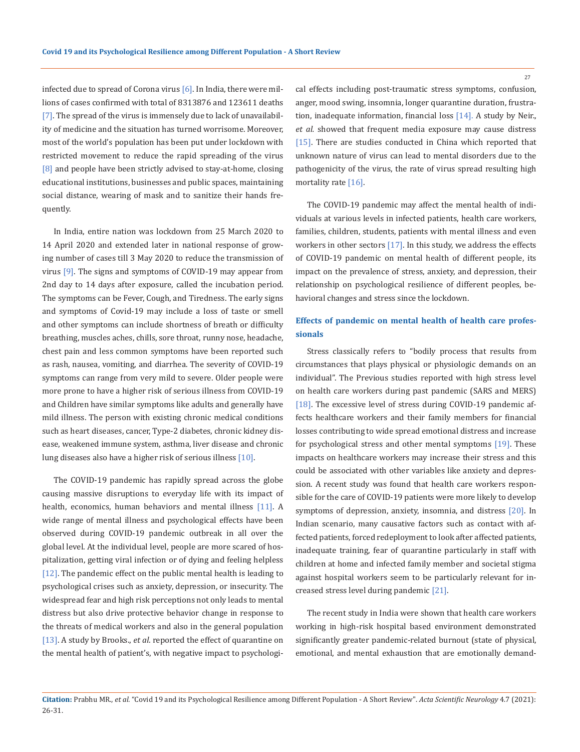infected due to spread of Corona virus [6]. In India, there were millions of cases confirmed with total of 8313876 and 123611 deaths [7]. The spread of the virus is immensely due to lack of unavailability of medicine and the situation has turned worrisome. Moreover, most of the world's population has been put under lockdown with restricted movement to reduce the rapid spreading of the virus [8] and people have been strictly advised to stay-at-home, closing educational institutions, businesses and public spaces, maintaining social distance, wearing of mask and to sanitize their hands frequently.

In India, entire nation was lockdown from 25 March 2020 to 14 April 2020 and extended later in national response of growing number of cases till 3 May 2020 to reduce the transmission of virus [9]. The signs and symptoms of COVID-19 may appear from 2nd day to 14 days after exposure, called the incubation period. The symptoms can be Fever, Cough, and Tiredness. The early signs and symptoms of Covid-19 may include a loss of taste or smell and other symptoms can include shortness of breath or difficulty breathing, muscles aches, chills, sore throat, runny nose, headache, chest pain and less common symptoms have been reported such as rash, nausea, vomiting, and diarrhea. The severity of COVID-19 symptoms can range from very mild to severe. Older people were more prone to have a higher risk of serious illness from COVID-19 and Children have similar symptoms like adults and generally have mild illness. The person with existing chronic medical conditions such as heart diseases, cancer, Type-2 diabetes, chronic kidney disease, weakened immune system, asthma, liver disease and chronic lung diseases also have a higher risk of serious illness [10].

The COVID-19 pandemic has rapidly spread across the globe causing massive disruptions to everyday life with its impact of health, economics, human behaviors and mental illness [11]. A wide range of mental illness and psychological effects have been observed during COVID-19 pandemic outbreak in all over the global level. At the individual level, people are more scared of hospitalization, getting viral infection or of dying and feeling helpless [12]. The pandemic effect on the public mental health is leading to psychological crises such as anxiety, depression, or insecurity. The widespread fear and high risk perceptions not only leads to mental distress but also drive protective behavior change in response to the threats of medical workers and also in the general population [13]. A study by Brooks., *et al*. reported the effect of quarantine on the mental health of patient's, with negative impact to psychological effects including post-traumatic stress symptoms, confusion, anger, mood swing, insomnia, longer quarantine duration, frustration, inadequate information, financial loss [14]. A study by Neir., *et al.* showed that frequent media exposure may cause distress [15]. There are studies conducted in China which reported that unknown nature of virus can lead to mental disorders due to the pathogenicity of the virus, the rate of virus spread resulting high mortality rate [16].

The COVID-19 pandemic may affect the mental health of individuals at various levels in infected patients, health care workers, families, children, students, patients with mental illness and even workers in other sectors [17]. In this study, we address the effects of COVID-19 pandemic on mental health of different people, its impact on the prevalence of stress, anxiety, and depression, their relationship on psychological resilience of different peoples, behavioral changes and stress since the lockdown.

### Effects of pandemic on mental health of health care professionals

Stress classically refers to "bodily process that results from circumstances that plays physical or physiologic demands on an individual". The Previous studies reported with high stress level on health care workers during past pandemic (SARS and MERS) [18]. The excessive level of stress during COVID-19 pandemic affects healthcare workers and their family members for financial losses contributing to wide spread emotional distress and increase for psychological stress and other mental symptoms [19]. These impacts on healthcare workers may increase their stress and this could be associated with other variables like anxiety and depression. A recent study was found that health care workers responsible for the care of COVID-19 patients were more likely to develop symptoms of depression, anxiety, insomnia, and distress [20]. In Indian scenario, many causative factors such as contact with affected patients, forced redeployment to look after affected patients, inadequate training, fear of quarantine particularly in staff with children at home and infected family member and societal stigma against hospital workers seem to be particularly relevant for increased stress level during pandemic [21].

The recent study in India were shown that health care workers working in high-risk hospital based environment demonstrated significantly greater pandemic-related burnout (state of physical, emotional, and mental exhaustion that are emotionally demand-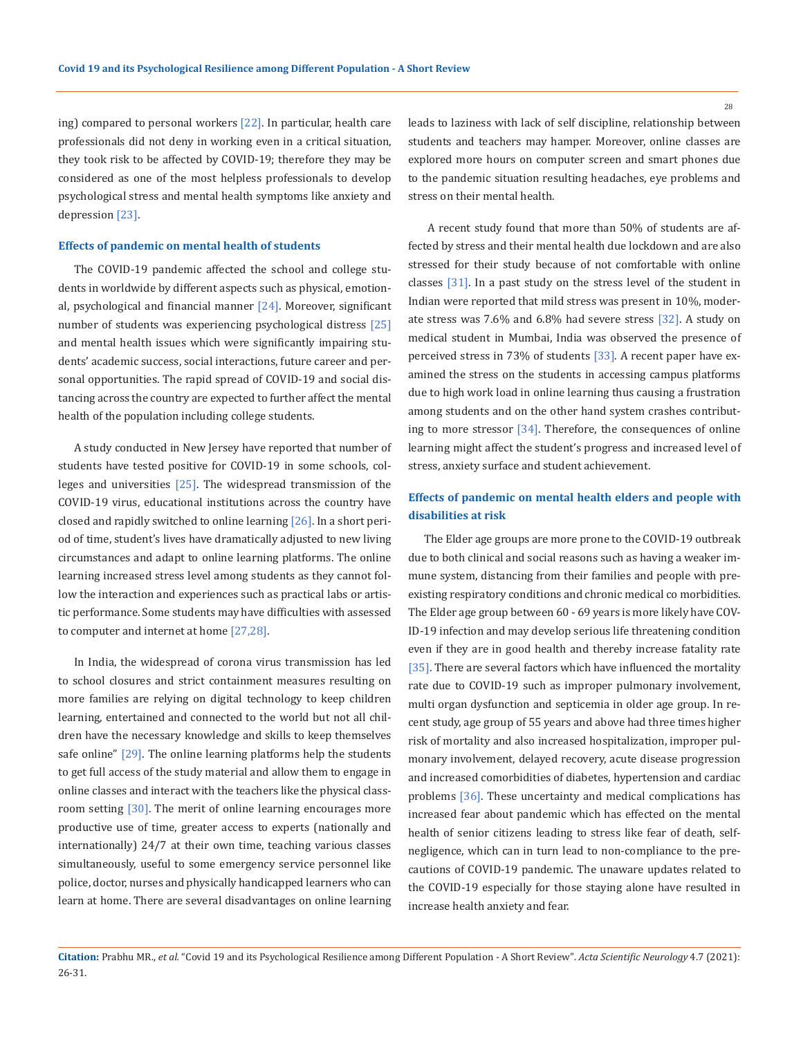ing) compared to personal workers [22]. In particular, health care professionals did not deny in working even in a critical situation, they took risk to be affected by COVID-19; therefore they may be considered as one of the most helpless professionals to develop psychological stress and mental health symptoms like anxiety and depression [23].

### Effects of pandemic on mental health of students

The COVID-19 pandemic affected the school and college students in worldwide by different aspects such as physical, emotional, psychological and financial manner [24]. Moreover, significant number of students was experiencing psychological distress [25] and mental health issues which were significantly impairing students' academic success, social interactions, future career and personal opportunities. The rapid spread of COVID-19 and social distancing across the country are expected to further affect the mental health of the population including college students.

A study conducted in New Jersey have reported that number of students have tested positive for COVID-19 in some schools, colleges and universities [25]. The widespread transmission of the COVID-19 virus, educational institutions across the country have closed and rapidly switched to online learning [26]. In a short period of time, student's lives have dramatically adjusted to new living circumstances and adapt to online learning platforms. The online learning increased stress level among students as they cannot follow the interaction and experiences such as practical labs or artistic performance. Some students may have difficulties with assessed to computer and internet at home [27,28].

In India, the widespread of corona virus transmission has led to school closures and strict containment measures resulting on more families are relying on digital technology to keep children learning, entertained and connected to the world but not all children have the necessary knowledge and skills to keep themselves safe online" [29]. The online learning platforms help the students to get full access of the study material and allow them to engage in online classes and interact with the teachers like the physical classroom setting [30]. The merit of online learning encourages more productive use of time, greater access to experts (nationally and internationally) 24/7 at their own time, teaching various classes simultaneously, useful to some emergency service personnel like police, doctor, nurses and physically handicapped learners who can learn at home. There are several disadvantages on online learning leads to laziness with lack of self discipline, relationship between students and teachers may hamper. Moreover, online classes are explored more hours on computer screen and smart phones due to the pandemic situation resulting headaches, eye problems and stress on their mental health.

A recent study found that more than 50% of students are affected by stress and their mental health due lockdown and are also stressed for their study because of not comfortable with online classes [31]. In a past study on the stress level of the student in Indian were reported that mild stress was present in 10%, moderate stress was 7.6% and 6.8% had severe stress [32]. A study on medical student in Mumbai, India was observed the presence of perceived stress in 73% of students [33]. A recent paper have examined the stress on the students in accessing campus platforms due to high work load in online learning thus causing a frustration among students and on the other hand system crashes contributing to more stressor [34]. Therefore, the consequences of online learning might affect the student's progress and increased level of stress, anxiety surface and student achievement.

### Effects of pandemic on mental health elders and people with disabilities at risk

The Elder age groups are more prone to the COVID-19 outbreak due to both clinical and social reasons such as having a weaker immune system, distancing from their families and people with preexisting respiratory conditions and chronic medical co morbidities. The Elder age group between 60 - 69 years is more likely have COVID-19 infection and may develop serious life threatening condition even if they are in good health and thereby increase fatality rate [35]. There are several factors which have influenced the mortality rate due to COVID-19 such as improper pulmonary involvement, multi organ dysfunction and septicemia in older age group. In recent study, age group of 55 years and above had three times higher risk of mortality and also increased hospitalization, improper pulmonary involvement, delayed recovery, acute disease progression and increased comorbidities of diabetes, hypertension and cardiac problems [36]. These uncertainty and medical complications has increased fear about pandemic which has effected on the mental health of senior citizens leading to stress like fear of death, self-negligence, which can in turn lead to non-compliance to the precautions of COVID-19 pandemic. The unaware updates related to the COVID-19 especially for those staying alone have resulted in increase health anxiety and fear.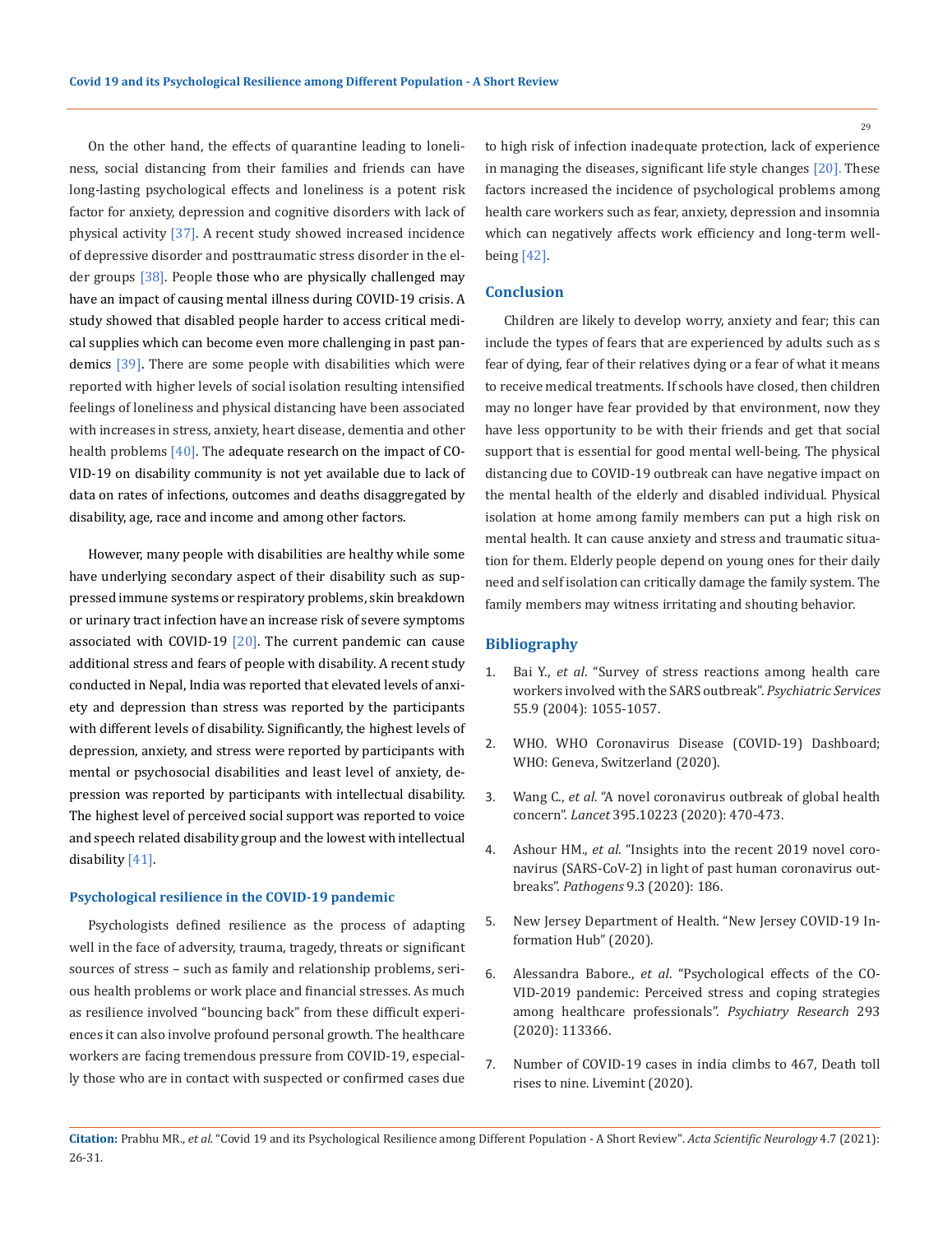On the other hand, the effects of quarantine leading to loneliness, social distancing from their families and friends can have long-lasting psychological effects and loneliness is a potent risk factor for anxiety, depression and cognitive disorders with lack of physical activity [37]. A recent study showed increased incidence of depressive disorder and posttraumatic stress disorder in the elder groups [38]. People those who are physically challenged may have an impact of causing mental illness during COVID-19 crisis. A study showed that disabled people harder to access critical medical supplies which can become even more challenging in past pandemics [39]. There are some people with disabilities which were reported with higher levels of social isolation resulting intensified feelings of loneliness and physical distancing have been associated with increases in stress, anxiety, heart disease, dementia and other health problems [40]. The adequate research on the impact of COVID-19 on disability community is not yet available due to lack of data on rates of infections, outcomes and deaths disaggregated by disability, age, race and income and among other factors.

However, many people with disabilities are healthy while some have underlying secondary aspect of their disability such as suppressed immune systems or respiratory problems, skin breakdown or urinary tract infection have an increase risk of severe symptoms associated with COVID-19 [20]. The current pandemic can cause additional stress and fears of people with disability. A recent study conducted in Nepal, India was reported that elevated levels of anxiety and depression than stress was reported by the participants with different levels of disability. Significantly, the highest levels of depression, anxiety, and stress were reported by participants with mental or psychosocial disabilities and least level of anxiety, depression was reported by participants with intellectual disability. The highest level of perceived social support was reported to voice and speech related disability group and the lowest with intellectual disability [41].

### Psychological resilience in the COVID-19 pandemic

Psychologists defined resilience as the process of adapting well in the face of adversity, trauma, tragedy, threats or significant sources of stress – such as family and relationship problems, serious health problems or work place and financial stresses. As much as resilience involved "bouncing back" from these difficult experiences it can also involve profound personal growth. The healthcare workers are facing tremendous pressure from COVID-19, especially those who are in contact with suspected or confirmed cases due to high risk of infection inadequate protection, lack of experience in managing the diseases, significant life style changes [20]. These factors increased the incidence of psychological problems among health care workers such as fear, anxiety, depression and insomnia which can negatively affects work efficiency and long-term well-being [42].

## Conclusion

Children are likely to develop worry, anxiety and fear; this can include the types of fears that are experienced by adults such as s fear of dying, fear of their relatives dying or a fear of what it means to receive medical treatments. If schools have closed, then children may no longer have fear provided by that environment, now they have less opportunity to be with their friends and get that social support that is essential for good mental well-being. The physical distancing due to COVID-19 outbreak can have negative impact on the mental health of the elderly and disabled individual. Physical isolation at home among family members can put a high risk on mental health. It can cause anxiety and stress and traumatic situation for them. Elderly people depend on young ones for their daily need and self isolation can critically damage the family system. The family members may witness irritating and shouting behavior.

## Bibliography

1. Bai Y., *et al*. "Survey of stress reactions among health care workers involved with the SARS outbreak". *Psychiatric Services* 55.9 (2004): 1055-1057.
2. WHO. WHO Coronavirus Disease (COVID-19) Dashboard; WHO: Geneva, Switzerland (2020).
3. Wang C., *et al*. "A novel coronavirus outbreak of global health concern". *Lancet* 395.10223 (2020): 470-473.
4. Ashour HM., *et al*. "Insights into the recent 2019 novel coronavirus (SARS-CoV-2) in light of past human coronavirus outbreaks". *Pathogens* 9.3 (2020): 186.
5. New Jersey Department of Health. "New Jersey COVID-19 Information Hub" (2020).
6. Alessandra Babore., *et al*. "Psychological effects of the COVID-2019 pandemic: Perceived stress and coping strategies among healthcare professionals". *Psychiatry Research* 293 (2020): 113366.
7. Number of COVID-19 cases in india climbs to 467, Death toll rises to nine. Livemint (2020).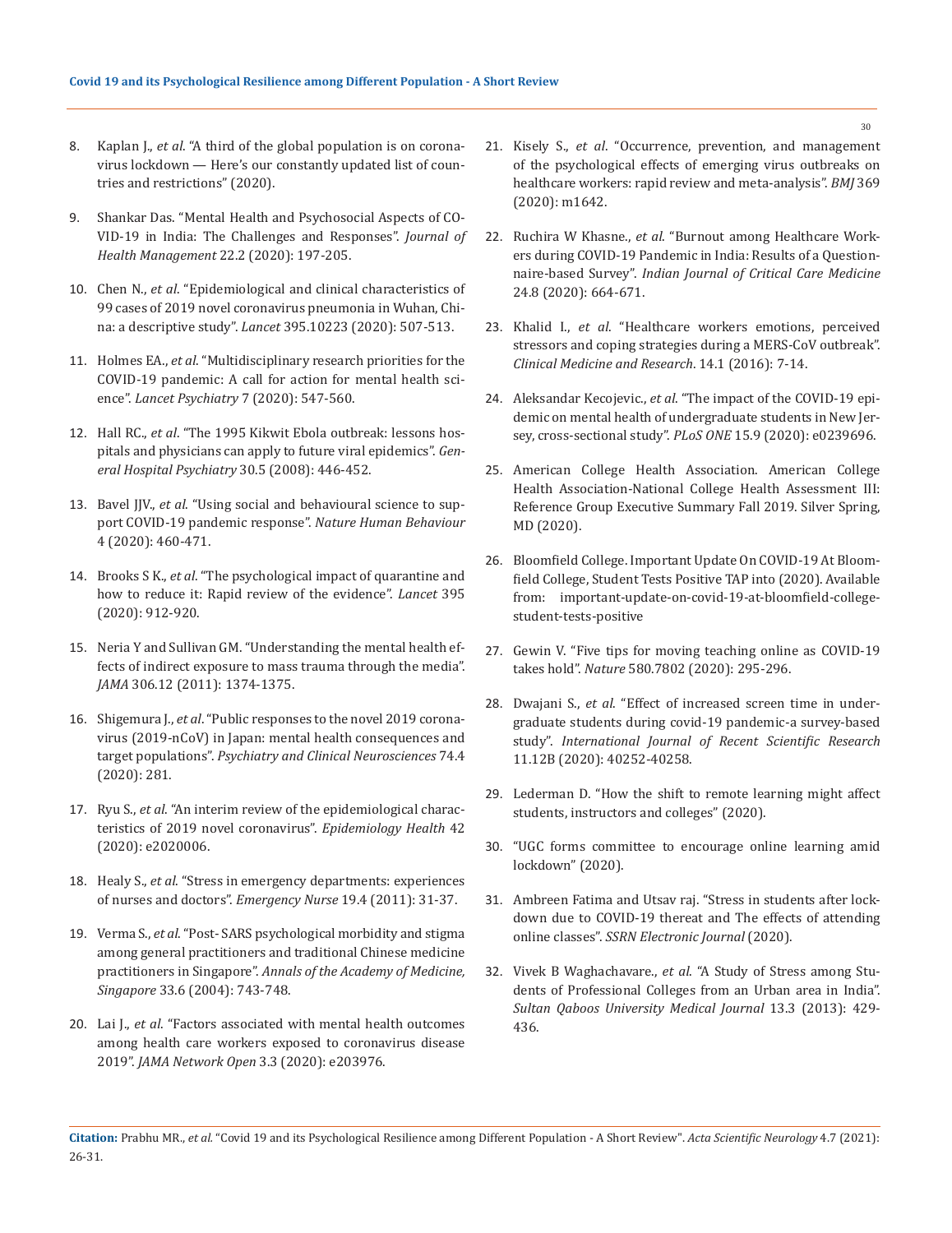8. Kaplan J., *et al*. "A third of the global population is on coronavirus lockdown — Here's our constantly updated list of countries and restrictions" (2020).

9. Shankar Das. "Mental Health and Psychosocial Aspects of COVID-19 in India: The Challenges and Responses". *Journal of Health Management* 22.2 (2020): 197-205.

10. Chen N., *et al*. "Epidemiological and clinical characteristics of 99 cases of 2019 novel coronavirus pneumonia in Wuhan, China: a descriptive study". *Lancet* 395.10223 (2020): 507-513.

11. Holmes EA., *et al*. "Multidisciplinary research priorities for the COVID-19 pandemic: A call for action for mental health science". *Lancet Psychiatry* 7 (2020): 547-560.

12. Hall RC., *et al*. "The 1995 Kikwit Ebola outbreak: lessons hospitals and physicians can apply to future viral epidemics". *General Hospital Psychiatry* 30.5 (2008): 446-452.

13. Bavel JJV., *et al*. "Using social and behavioural science to support COVID-19 pandemic response". *Nature Human Behaviour* 4 (2020): 460-471.

14. Brooks S K., *et al*. "The psychological impact of quarantine and how to reduce it: Rapid review of the evidence". *Lancet* 395 (2020): 912-920.

15. Neria Y and Sullivan GM. "Understanding the mental health effects of indirect exposure to mass trauma through the media". *JAMA* 306.12 (2011): 1374-1375.

16. Shigemura J., *et al*. "Public responses to the novel 2019 coronavirus (2019-nCoV) in Japan: mental health consequences and target populations". *Psychiatry and Clinical Neurosciences* 74.4 (2020): 281.

17. Ryu S., *et al*. "An interim review of the epidemiological characteristics of 2019 novel coronavirus". *Epidemiology Health* 42 (2020): e2020006.

18. Healy S., *et al*. "Stress in emergency departments: experiences of nurses and doctors". *Emergency Nurse* 19.4 (2011): 31-37.

19. Verma S., *et al*. "Post- SARS psychological morbidity and stigma among general practitioners and traditional Chinese medicine practitioners in Singapore". *Annals of the Academy of Medicine, Singapore* 33.6 (2004): 743-748.

20. Lai J., *et al*. "Factors associated with mental health outcomes among health care workers exposed to coronavirus disease 2019". *JAMA Network Open* 3.3 (2020): e203976.

21. Kisely S., *et al*. "Occurrence, prevention, and management of the psychological effects of emerging virus outbreaks on healthcare workers: rapid review and meta-analysis". *BMJ* 369 (2020): m1642.

22. Ruchira W Khasne., *et al*. "Burnout among Healthcare Workers during COVID-19 Pandemic in India: Results of a Questionnaire-based Survey". *Indian Journal of Critical Care Medicine* 24.8 (2020): 664-671.

23. Khalid I., *et al*. "Healthcare workers emotions, perceived stressors and coping strategies during a MERS-CoV outbreak". *Clinical Medicine and Research*. 14.1 (2016): 7-14.

24. Aleksandar Kecojevic., *et al*. "The impact of the COVID-19 epidemic on mental health of undergraduate students in New Jersey, cross-sectional study". *PLoS ONE* 15.9 (2020): e0239696.

25. American College Health Association. American College Health Association-National College Health Assessment III: Reference Group Executive Summary Fall 2019. Silver Spring, MD (2020).

26. Bloomfield College. Important Update On COVID-19 At Bloomfield College, Student Tests Positive TAP into (2020). Available from: important-update-on-covid-19-at-bloomfield-college-student-tests-positive

27. Gewin V. "Five tips for moving teaching online as COVID-19 takes hold". *Nature* 580.7802 (2020): 295-296.

28. Dwajani S., *et al*. "Effect of increased screen time in undergraduate students during covid-19 pandemic-a survey-based study". *International Journal of Recent Scientific Research* 11.12B (2020): 40252-40258.

29. Lederman D. "How the shift to remote learning might affect students, instructors and colleges" (2020).

30. "UGC forms committee to encourage online learning amid lockdown" (2020).

31. Ambreen Fatima and Utsav raj. "Stress in students after lockdown due to COVID-19 thereat and The effects of attending online classes". *SSRN Electronic Journal* (2020).

32. Vivek B Waghachavare., *et al*. "A Study of Stress among Students of Professional Colleges from an Urban area in India". *Sultan Qaboos University Medical Journal* 13.3 (2013): 429-436.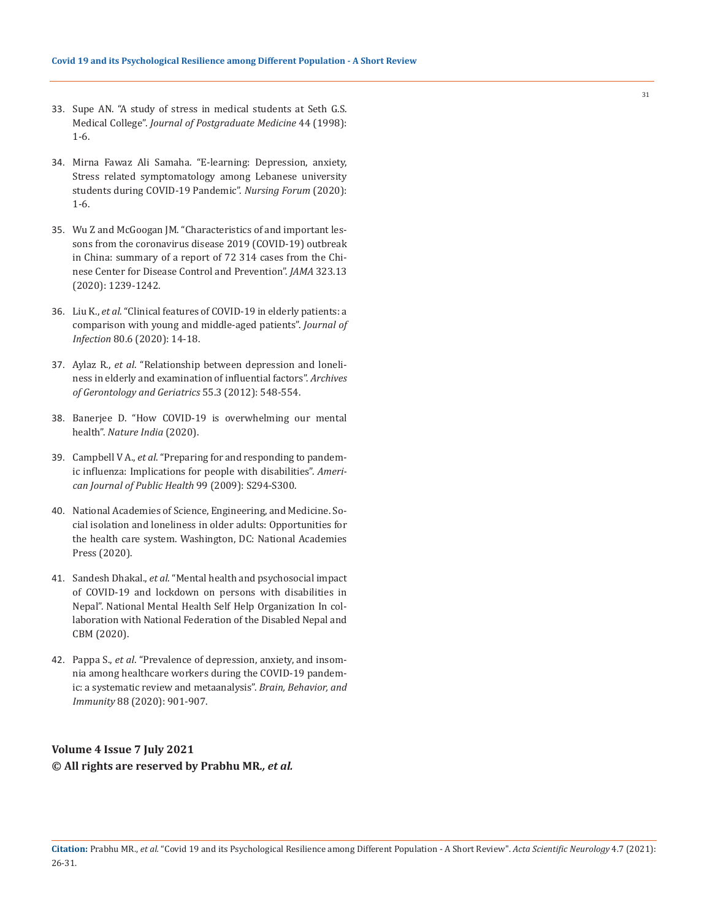33. Supe AN. "A study of stress in medical students at Seth G.S. Medical College". *Journal of Postgraduate Medicine* 44 (1998): 1-6.

34. Mirna Fawaz Ali Samaha. "E-learning: Depression, anxiety, Stress related symptomatology among Lebanese university students during COVID-19 Pandemic". *Nursing Forum* (2020): 1-6.

35. Wu Z and McGoogan JM. "Characteristics of and important lessons from the coronavirus disease 2019 (COVID-19) outbreak in China: summary of a report of 72 314 cases from the Chinese Center for Disease Control and Prevention". *JAMA* 323.13 (2020): 1239-1242.

36. Liu K., *et al*. "Clinical features of COVID-19 in elderly patients: a comparison with young and middle-aged patients". *Journal of Infection* 80.6 (2020): 14-18.

37. Aylaz R., *et al*. "Relationship between depression and loneliness in elderly and examination of influential factors". *Archives of Gerontology and Geriatrics* 55.3 (2012): 548-554.

38. Banerjee D. "How COVID-19 is overwhelming our mental health". *Nature India* (2020).

39. Campbell V A., *et al*. "Preparing for and responding to pandemic influenza: Implications for people with disabilities". *American Journal of Public Health* 99 (2009): S294-S300.

40. National Academies of Science, Engineering, and Medicine. Social isolation and loneliness in older adults: Opportunities for the health care system. Washington, DC: National Academies Press (2020).

41. Sandesh Dhakal., *et al*. "Mental health and psychosocial impact of COVID-19 and lockdown on persons with disabilities in Nepal". National Mental Health Self Help Organization In collaboration with National Federation of the Disabled Nepal and CBM (2020).

42. Pappa S., *et al*. "Prevalence of depression, anxiety, and insomnia among healthcare workers during the COVID-19 pandemic: a systematic review and metaanalysis". *Brain, Behavior, and Immunity* 88 (2020): 901-907.

**Volume 4 Issue 7 July 2021**
**© All rights are reserved by Prabhu MR., *et al.***